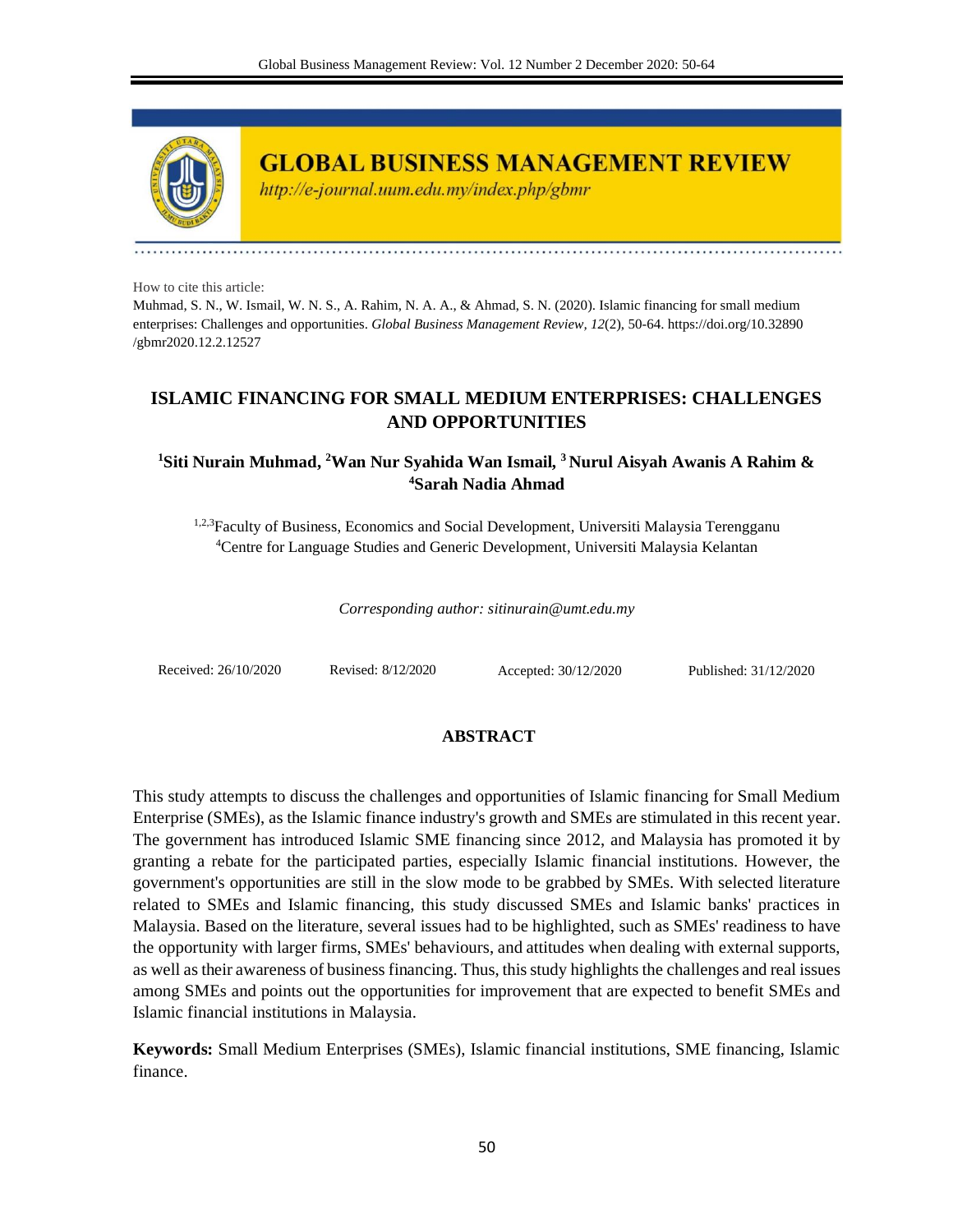How to cite this article:

Muhmad, S. N., W. Ismail, W. N. S., A. Rahim, N. A. A., & Ahmad, S. N. (2020). Islamic financing for small medium enterprises: Challenges and opportunities. *Global Business Management Review, 12*(2), 50-64. https://doi.org/10.32890 /gbmr2020.12.2.12527

# ISLAMIC FINANCING FOR SMALL MEDIUM ENTERPRISES: CHALLENGES AND OPPORTUNITIES

**[1]Siti Nurain Muhmad, [2]Wan Nur Syahida Wan Ismail, [3]Nurul Aisyah Awanis A Rahim & [4]Sarah Nadia Ahmad**

[1,2,3]Faculty of Business, Economics and Social Development, Universiti Malaysia Terengganu
[4]Centre for Language Studies and Generic Development, Universiti Malaysia Kelantan

*Corresponding author: sitinurain@umt.edu.my*

Received: 26/10/2020 Revised: 8/12/2020 Accepted: 30/12/2020 Published: 31/12/2020

## ABSTRACT

This study attempts to discuss the challenges and opportunities of Islamic financing for Small Medium Enterprise (SMEs), as the Islamic finance industry's growth and SMEs are stimulated in this recent year. The government has introduced Islamic SME financing since 2012, and Malaysia has promoted it by granting a rebate for the participated parties, especially Islamic financial institutions. However, the government's opportunities are still in the slow mode to be grabbed by SMEs. With selected literature related to SMEs and Islamic financing, this study discussed SMEs and Islamic banks' practices in Malaysia. Based on the literature, several issues had to be highlighted, such as SMEs' readiness to have the opportunity with larger firms, SMEs' behaviours, and attitudes when dealing with external supports, as well as their awareness of business financing. Thus, this study highlights the challenges and real issues among SMEs and points out the opportunities for improvement that are expected to benefit SMEs and Islamic financial institutions in Malaysia.

**Keywords:** Small Medium Enterprises (SMEs), Islamic financial institutions, SME financing, Islamic finance.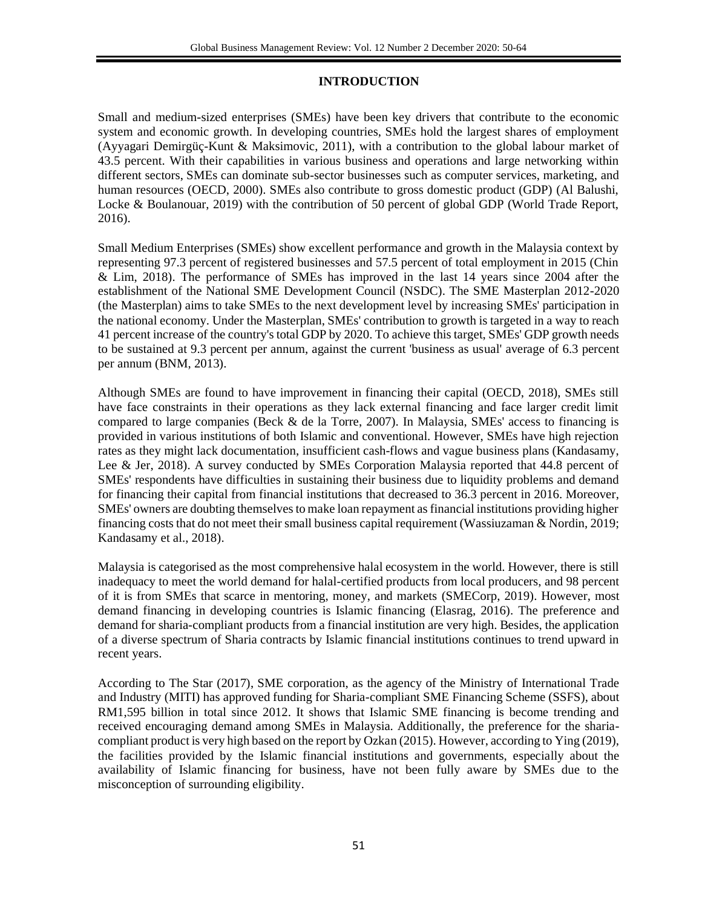## INTRODUCTION

Small and medium-sized enterprises (SMEs) have been key drivers that contribute to the economic system and economic growth. In developing countries, SMEs hold the largest shares of employment (Ayyagari Demirgüç-Kunt & Maksimovic, 2011), with a contribution to the global labour market of 43.5 percent. With their capabilities in various business and operations and large networking within different sectors, SMEs can dominate sub-sector businesses such as computer services, marketing, and human resources (OECD, 2000). SMEs also contribute to gross domestic product (GDP) (Al Balushi, Locke & Boulanouar, 2019) with the contribution of 50 percent of global GDP (World Trade Report, 2016).

Small Medium Enterprises (SMEs) show excellent performance and growth in the Malaysia context by representing 97.3 percent of registered businesses and 57.5 percent of total employment in 2015 (Chin & Lim, 2018). The performance of SMEs has improved in the last 14 years since 2004 after the establishment of the National SME Development Council (NSDC). The SME Masterplan 2012-2020 (the Masterplan) aims to take SMEs to the next development level by increasing SMEs' participation in the national economy. Under the Masterplan, SMEs' contribution to growth is targeted in a way to reach 41 percent increase of the country's total GDP by 2020. To achieve this target, SMEs' GDP growth needs to be sustained at 9.3 percent per annum, against the current 'business as usual' average of 6.3 percent per annum (BNM, 2013).

Although SMEs are found to have improvement in financing their capital (OECD, 2018), SMEs still have face constraints in their operations as they lack external financing and face larger credit limit compared to large companies (Beck & de la Torre, 2007). In Malaysia, SMEs' access to financing is provided in various institutions of both Islamic and conventional. However, SMEs have high rejection rates as they might lack documentation, insufficient cash-flows and vague business plans (Kandasamy, Lee & Jer, 2018). A survey conducted by SMEs Corporation Malaysia reported that 44.8 percent of SMEs' respondents have difficulties in sustaining their business due to liquidity problems and demand for financing their capital from financial institutions that decreased to 36.3 percent in 2016. Moreover, SMEs' owners are doubting themselves to make loan repayment as financial institutions providing higher financing costs that do not meet their small business capital requirement (Wassiuzaman & Nordin, 2019; Kandasamy et al., 2018).

Malaysia is categorised as the most comprehensive halal ecosystem in the world. However, there is still inadequacy to meet the world demand for halal-certified products from local producers, and 98 percent of it is from SMEs that scarce in mentoring, money, and markets (SMECorp, 2019). However, most demand financing in developing countries is Islamic financing (Elasrag, 2016). The preference and demand for sharia-compliant products from a financial institution are very high. Besides, the application of a diverse spectrum of Sharia contracts by Islamic financial institutions continues to trend upward in recent years.

According to The Star (2017), SME corporation, as the agency of the Ministry of International Trade and Industry (MITI) has approved funding for Sharia-compliant SME Financing Scheme (SSFS), about RM1,595 billion in total since 2012. It shows that Islamic SME financing is become trending and received encouraging demand among SMEs in Malaysia. Additionally, the preference for the sharia-compliant product is very high based on the report by Ozkan (2015). However, according to Ying (2019), the facilities provided by the Islamic financial institutions and governments, especially about the availability of Islamic financing for business, have not been fully aware by SMEs due to the misconception of surrounding eligibility.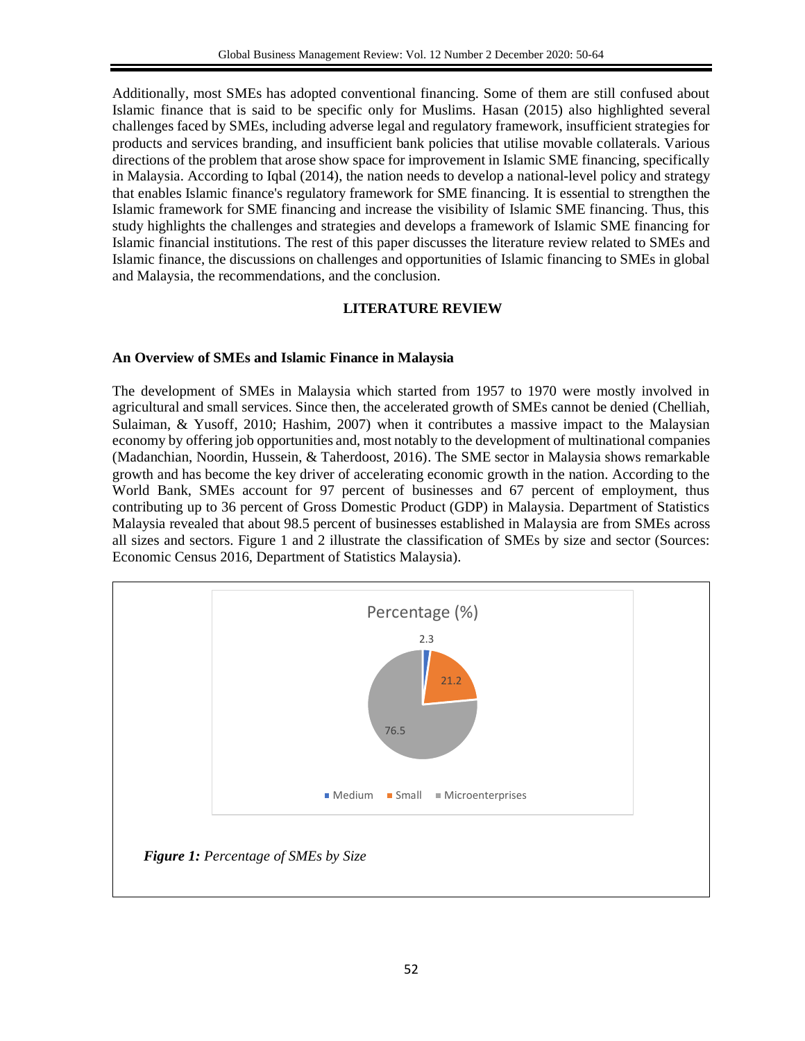Additionally, most SMEs has adopted conventional financing. Some of them are still confused about Islamic finance that is said to be specific only for Muslims. Hasan (2015) also highlighted several challenges faced by SMEs, including adverse legal and regulatory framework, insufficient strategies for products and services branding, and insufficient bank policies that utilise movable collaterals. Various directions of the problem that arose show space for improvement in Islamic SME financing, specifically in Malaysia. According to Iqbal (2014), the nation needs to develop a national-level policy and strategy that enables Islamic finance's regulatory framework for SME financing. It is essential to strengthen the Islamic framework for SME financing and increase the visibility of Islamic SME financing. Thus, this study highlights the challenges and strategies and develops a framework of Islamic SME financing for Islamic financial institutions. The rest of this paper discusses the literature review related to SMEs and Islamic finance, the discussions on challenges and opportunities of Islamic financing to SMEs in global and Malaysia, the recommendations, and the conclusion.

## LITERATURE REVIEW

### An Overview of SMEs and Islamic Finance in Malaysia

The development of SMEs in Malaysia which started from 1957 to 1970 were mostly involved in agricultural and small services. Since then, the accelerated growth of SMEs cannot be denied (Chelliah, Sulaiman, & Yusoff, 2010; Hashim, 2007) when it contributes a massive impact to the Malaysian economy by offering job opportunities and, most notably to the development of multinational companies (Madanchian, Noordin, Hussein, & Taherdoost, 2016). The SME sector in Malaysia shows remarkable growth and has become the key driver of accelerating economic growth in the nation. According to the World Bank, SMEs account for 97 percent of businesses and 67 percent of employment, thus contributing up to 36 percent of Gross Domestic Product (GDP) in Malaysia. Department of Statistics Malaysia revealed that about 98.5 percent of businesses established in Malaysia are from SMEs across all sizes and sectors. Figure 1 and 2 illustrate the classification of SMEs by size and sector (Sources: Economic Census 2016, Department of Statistics Malaysia).

Percentage (%)

| Size | Percentage (%) |
|---|---|
| Medium | 2.3 |
| Small | 21.2 |
| Microenterprises | 76.5 |

***Figure 1:*** *Percentage of SMEs by Size*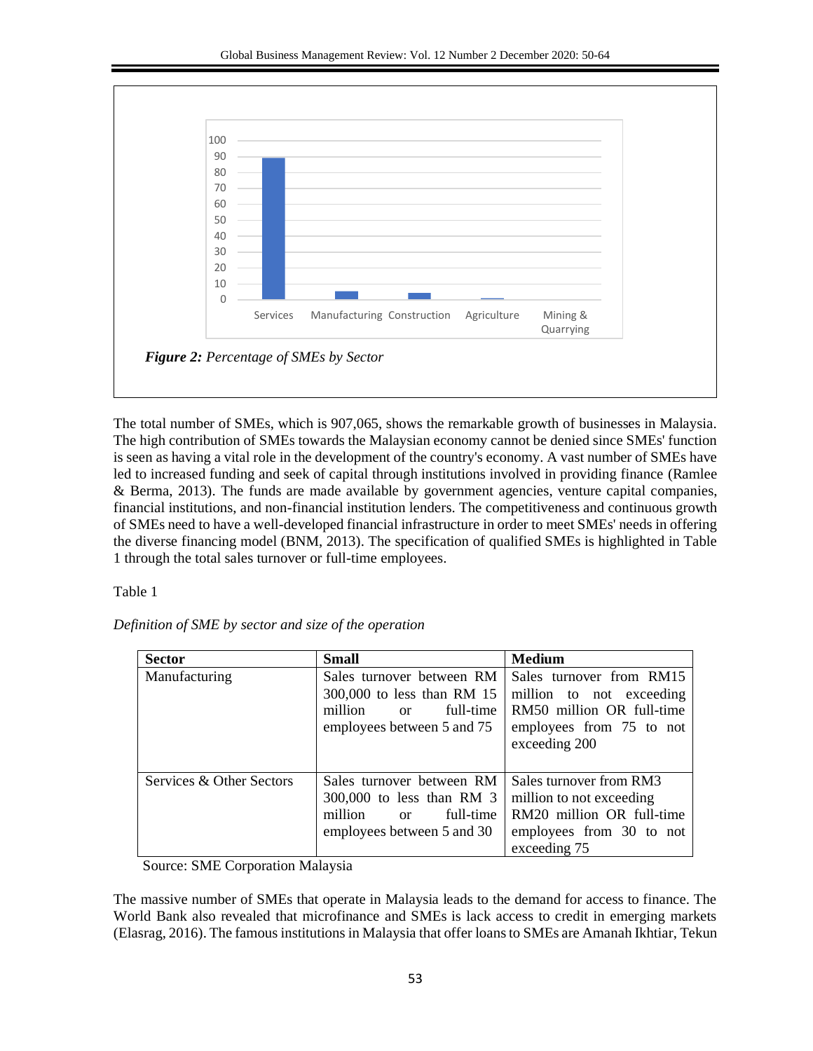*Figure 2: Percentage of SMEs by Sector*

The total number of SMEs, which is 907,065, shows the remarkable growth of businesses in Malaysia. The high contribution of SMEs towards the Malaysian economy cannot be denied since SMEs' function is seen as having a vital role in the development of the country's economy. A vast number of SMEs have led to increased funding and seek of capital through institutions involved in providing finance (Ramlee & Berma, 2013). The funds are made available by government agencies, venture capital companies, financial institutions, and non-financial institution lenders. The competitiveness and continuous growth of SMEs need to have a well-developed financial infrastructure in order to meet SMEs' needs in offering the diverse financing model (BNM, 2013). The specification of qualified SMEs is highlighted in Table 1 through the total sales turnover or full-time employees.

Table 1

*Definition of SME by sector and size of the operation*

| **Sector** | **Small** | **Medium** |
|---|---|---|
| Manufacturing | Sales turnover between RM 300,000 to less than RM 15 million or full-time employees between 5 and 75 | Sales turnover from RM15 million to not exceeding RM50 million OR full-time employees from 75 to not exceeding 200 |
| Services & Other Sectors | Sales turnover between RM 300,000 to less than RM 3 million or full-time employees between 5 and 30 | Sales turnover from RM3 million to not exceeding RM20 million OR full-time employees from 30 to not exceeding 75 |

Source: SME Corporation Malaysia

The massive number of SMEs that operate in Malaysia leads to the demand for access to finance. The World Bank also revealed that microfinance and SMEs is lack access to credit in emerging markets (Elasrag, 2016). The famous institutions in Malaysia that offer loans to SMEs are Amanah Ikhtiar, Tekun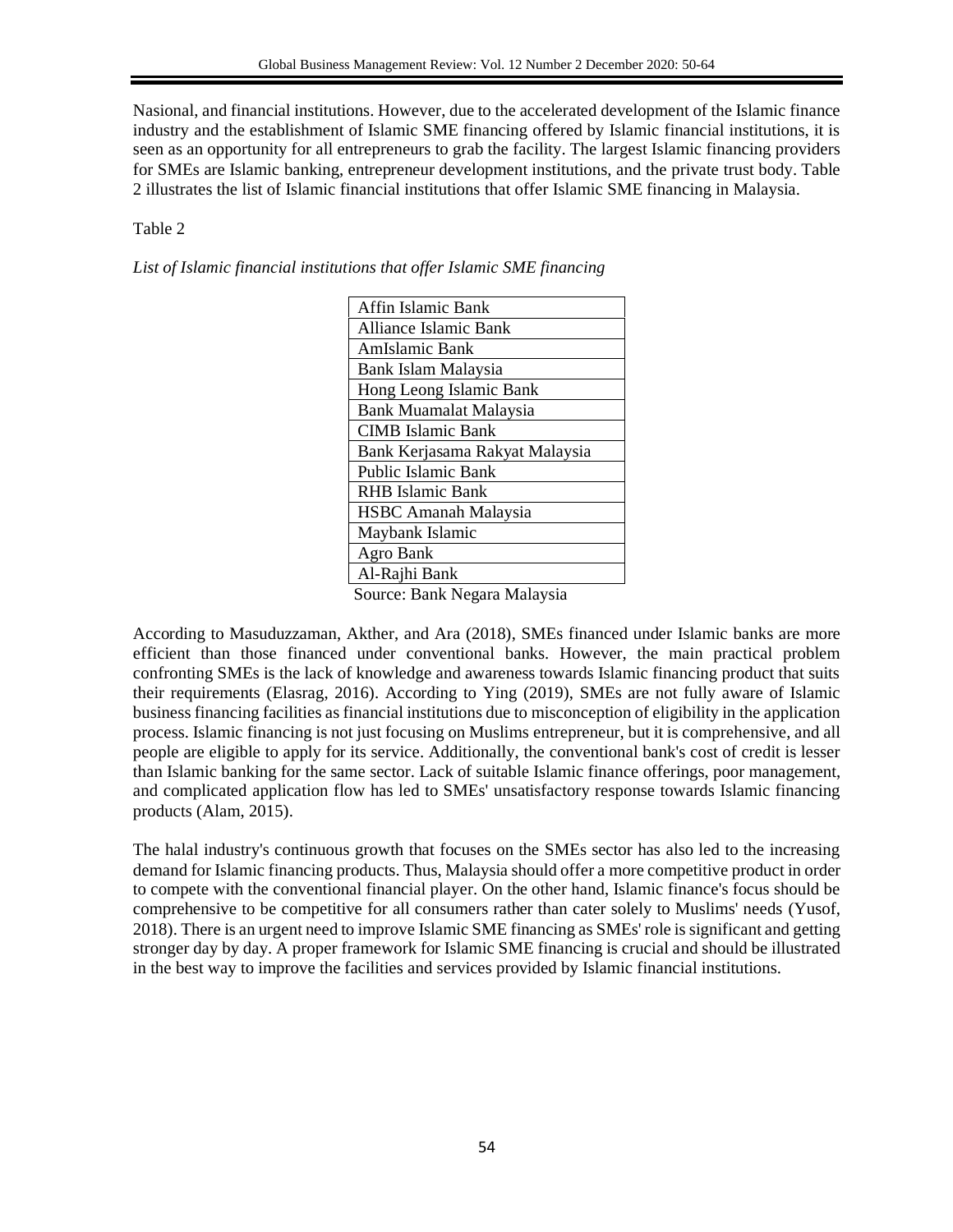Nasional, and financial institutions. However, due to the accelerated development of the Islamic finance industry and the establishment of Islamic SME financing offered by Islamic financial institutions, it is seen as an opportunity for all entrepreneurs to grab the facility. The largest Islamic financing providers for SMEs are Islamic banking, entrepreneur development institutions, and the private trust body. Table 2 illustrates the list of Islamic financial institutions that offer Islamic SME financing in Malaysia.

Table 2

*List of Islamic financial institutions that offer Islamic SME financing*

| Affin Islamic Bank |
| --- |
| Alliance Islamic Bank |
| AmIslamic Bank |
| Bank Islam Malaysia |
| Hong Leong Islamic Bank |
| Bank Muamalat Malaysia |
| CIMB Islamic Bank |
| Bank Kerjasama Rakyat Malaysia |
| Public Islamic Bank |
| RHB Islamic Bank |
| HSBC Amanah Malaysia |
| Maybank Islamic |
| Agro Bank |
| Al-Rajhi Bank |

Source: Bank Negara Malaysia

According to Masuduzzaman, Akther, and Ara (2018), SMEs financed under Islamic banks are more efficient than those financed under conventional banks. However, the main practical problem confronting SMEs is the lack of knowledge and awareness towards Islamic financing product that suits their requirements (Elasrag, 2016). According to Ying (2019), SMEs are not fully aware of Islamic business financing facilities as financial institutions due to misconception of eligibility in the application process. Islamic financing is not just focusing on Muslims entrepreneur, but it is comprehensive, and all people are eligible to apply for its service. Additionally, the conventional bank's cost of credit is lesser than Islamic banking for the same sector. Lack of suitable Islamic finance offerings, poor management, and complicated application flow has led to SMEs' unsatisfactory response towards Islamic financing products (Alam, 2015).

The halal industry's continuous growth that focuses on the SMEs sector has also led to the increasing demand for Islamic financing products. Thus, Malaysia should offer a more competitive product in order to compete with the conventional financial player. On the other hand, Islamic finance's focus should be comprehensive to be competitive for all consumers rather than cater solely to Muslims' needs (Yusof, 2018). There is an urgent need to improve Islamic SME financing as SMEs' role is significant and getting stronger day by day. A proper framework for Islamic SME financing is crucial and should be illustrated in the best way to improve the facilities and services provided by Islamic financial institutions.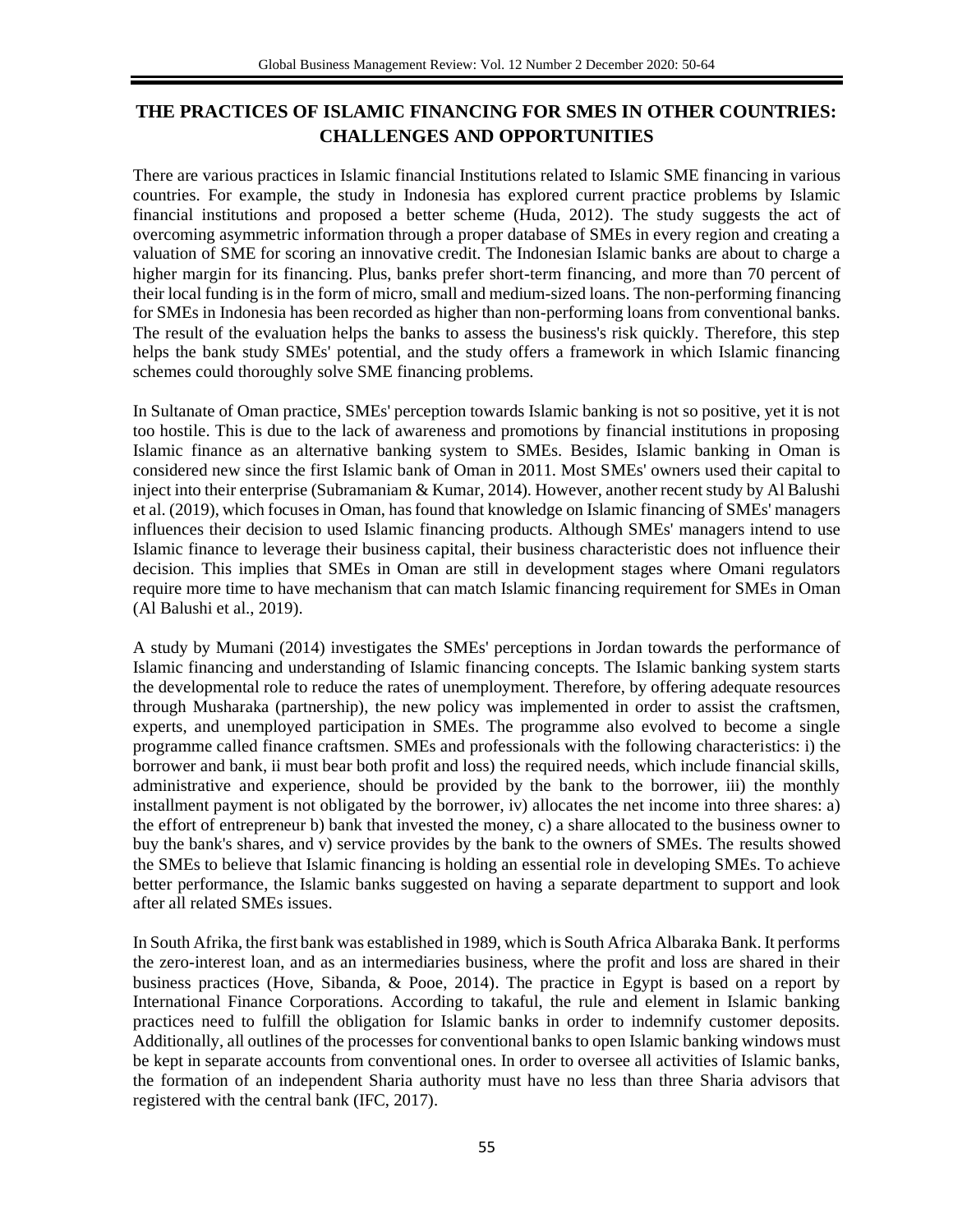## THE PRACTICES OF ISLAMIC FINANCING FOR SMES IN OTHER COUNTRIES: CHALLENGES AND OPPORTUNITIES

There are various practices in Islamic financial Institutions related to Islamic SME financing in various countries. For example, the study in Indonesia has explored current practice problems by Islamic financial institutions and proposed a better scheme (Huda, 2012). The study suggests the act of overcoming asymmetric information through a proper database of SMEs in every region and creating a valuation of SME for scoring an innovative credit. The Indonesian Islamic banks are about to charge a higher margin for its financing. Plus, banks prefer short-term financing, and more than 70 percent of their local funding is in the form of micro, small and medium-sized loans. The non-performing financing for SMEs in Indonesia has been recorded as higher than non-performing loans from conventional banks. The result of the evaluation helps the banks to assess the business's risk quickly. Therefore, this step helps the bank study SMEs' potential, and the study offers a framework in which Islamic financing schemes could thoroughly solve SME financing problems.

In Sultanate of Oman practice, SMEs' perception towards Islamic banking is not so positive, yet it is not too hostile. This is due to the lack of awareness and promotions by financial institutions in proposing Islamic finance as an alternative banking system to SMEs. Besides, Islamic banking in Oman is considered new since the first Islamic bank of Oman in 2011. Most SMEs' owners used their capital to inject into their enterprise (Subramaniam & Kumar, 2014). However, another recent study by Al Balushi et al. (2019), which focuses in Oman, has found that knowledge on Islamic financing of SMEs' managers influences their decision to used Islamic financing products. Although SMEs' managers intend to use Islamic finance to leverage their business capital, their business characteristic does not influence their decision. This implies that SMEs in Oman are still in development stages where Omani regulators require more time to have mechanism that can match Islamic financing requirement for SMEs in Oman (Al Balushi et al., 2019).

A study by Mumani (2014) investigates the SMEs' perceptions in Jordan towards the performance of Islamic financing and understanding of Islamic financing concepts. The Islamic banking system starts the developmental role to reduce the rates of unemployment. Therefore, by offering adequate resources through Musharaka (partnership), the new policy was implemented in order to assist the craftsmen, experts, and unemployed participation in SMEs. The programme also evolved to become a single programme called finance craftsmen. SMEs and professionals with the following characteristics: i) the borrower and bank, ii must bear both profit and loss) the required needs, which include financial skills, administrative and experience, should be provided by the bank to the borrower, iii) the monthly installment payment is not obligated by the borrower, iv) allocates the net income into three shares: a) the effort of entrepreneur b) bank that invested the money, c) a share allocated to the business owner to buy the bank's shares, and v) service provides by the bank to the owners of SMEs. The results showed the SMEs to believe that Islamic financing is holding an essential role in developing SMEs. To achieve better performance, the Islamic banks suggested on having a separate department to support and look after all related SMEs issues.

In South Afrika, the first bank was established in 1989, which is South Africa Albaraka Bank. It performs the zero-interest loan, and as an intermediaries business, where the profit and loss are shared in their business practices (Hove, Sibanda, & Pooe, 2014). The practice in Egypt is based on a report by International Finance Corporations. According to takaful, the rule and element in Islamic banking practices need to fulfill the obligation for Islamic banks in order to indemnify customer deposits. Additionally, all outlines of the processes for conventional banks to open Islamic banking windows must be kept in separate accounts from conventional ones. In order to oversee all activities of Islamic banks, the formation of an independent Sharia authority must have no less than three Sharia advisors that registered with the central bank (IFC, 2017).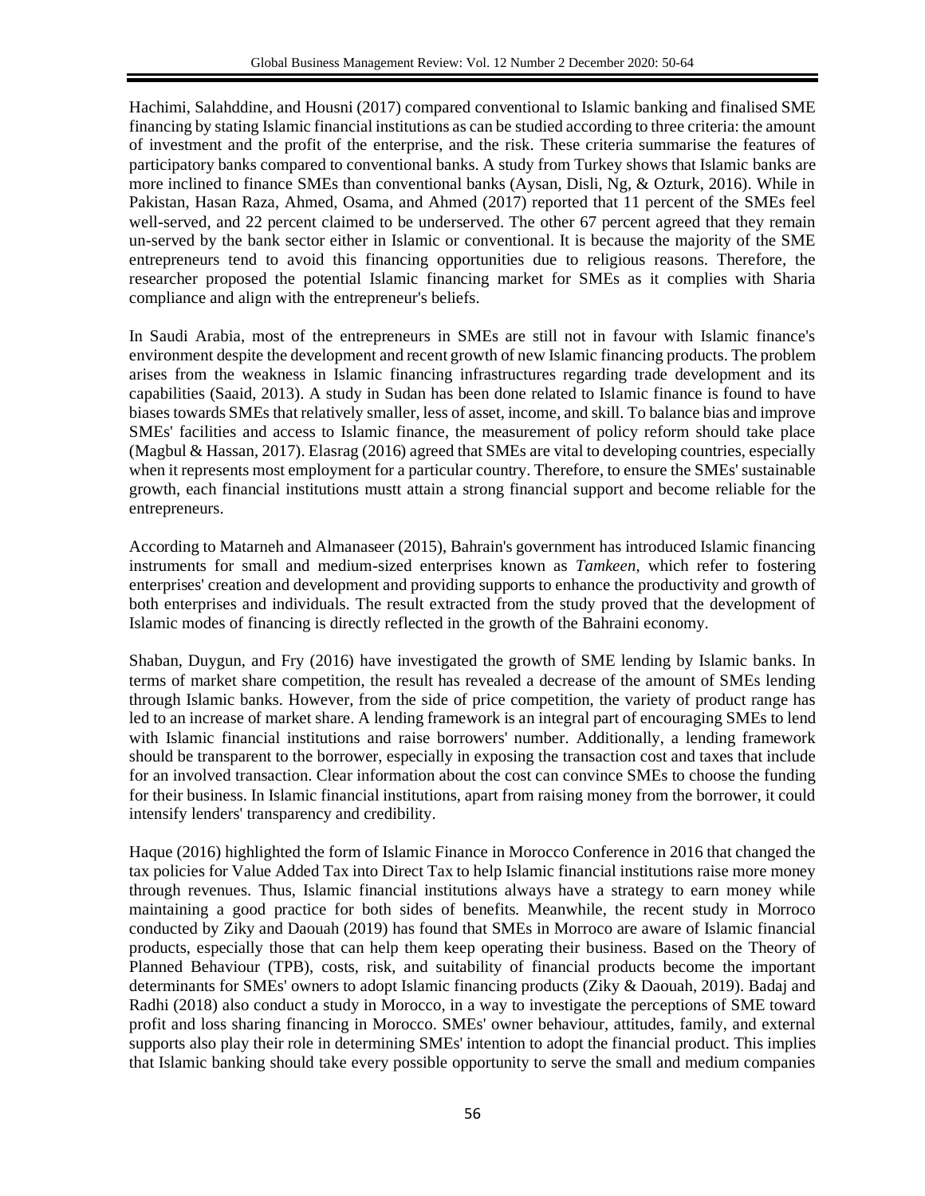Hachimi, Salahddine, and Housni (2017) compared conventional to Islamic banking and finalised SME financing by stating Islamic financial institutions as can be studied according to three criteria: the amount of investment and the profit of the enterprise, and the risk. These criteria summarise the features of participatory banks compared to conventional banks. A study from Turkey shows that Islamic banks are more inclined to finance SMEs than conventional banks (Aysan, Disli, Ng, & Ozturk, 2016). While in Pakistan, Hasan Raza, Ahmed, Osama, and Ahmed (2017) reported that 11 percent of the SMEs feel well-served, and 22 percent claimed to be underserved. The other 67 percent agreed that they remain un-served by the bank sector either in Islamic or conventional. It is because the majority of the SME entrepreneurs tend to avoid this financing opportunities due to religious reasons. Therefore, the researcher proposed the potential Islamic financing market for SMEs as it complies with Sharia compliance and align with the entrepreneur's beliefs.

In Saudi Arabia, most of the entrepreneurs in SMEs are still not in favour with Islamic finance's environment despite the development and recent growth of new Islamic financing products. The problem arises from the weakness in Islamic financing infrastructures regarding trade development and its capabilities (Saaid, 2013). A study in Sudan has been done related to Islamic finance is found to have biases towards SMEs that relatively smaller, less of asset, income, and skill. To balance bias and improve SMEs' facilities and access to Islamic finance, the measurement of policy reform should take place (Magbul & Hassan, 2017). Elasrag (2016) agreed that SMEs are vital to developing countries, especially when it represents most employment for a particular country. Therefore, to ensure the SMEs' sustainable growth, each financial institutions mustt attain a strong financial support and become reliable for the entrepreneurs.

According to Matarneh and Almanaseer (2015), Bahrain's government has introduced Islamic financing instruments for small and medium-sized enterprises known as *Tamkeen*, which refer to fostering enterprises' creation and development and providing supports to enhance the productivity and growth of both enterprises and individuals. The result extracted from the study proved that the development of Islamic modes of financing is directly reflected in the growth of the Bahraini economy.

Shaban, Duygun, and Fry (2016) have investigated the growth of SME lending by Islamic banks. In terms of market share competition, the result has revealed a decrease of the amount of SMEs lending through Islamic banks. However, from the side of price competition, the variety of product range has led to an increase of market share. A lending framework is an integral part of encouraging SMEs to lend with Islamic financial institutions and raise borrowers' number. Additionally, a lending framework should be transparent to the borrower, especially in exposing the transaction cost and taxes that include for an involved transaction. Clear information about the cost can convince SMEs to choose the funding for their business. In Islamic financial institutions, apart from raising money from the borrower, it could intensify lenders' transparency and credibility.

Haque (2016) highlighted the form of Islamic Finance in Morocco Conference in 2016 that changed the tax policies for Value Added Tax into Direct Tax to help Islamic financial institutions raise more money through revenues. Thus, Islamic financial institutions always have a strategy to earn money while maintaining a good practice for both sides of benefits. Meanwhile, the recent study in Morroco conducted by Ziky and Daouah (2019) has found that SMEs in Morroco are aware of Islamic financial products, especially those that can help them keep operating their business. Based on the Theory of Planned Behaviour (TPB), costs, risk, and suitability of financial products become the important determinants for SMEs' owners to adopt Islamic financing products (Ziky & Daouah, 2019). Badaj and Radhi (2018) also conduct a study in Morocco, in a way to investigate the perceptions of SME toward profit and loss sharing financing in Morocco. SMEs' owner behaviour, attitudes, family, and external supports also play their role in determining SMEs' intention to adopt the financial product. This implies that Islamic banking should take every possible opportunity to serve the small and medium companies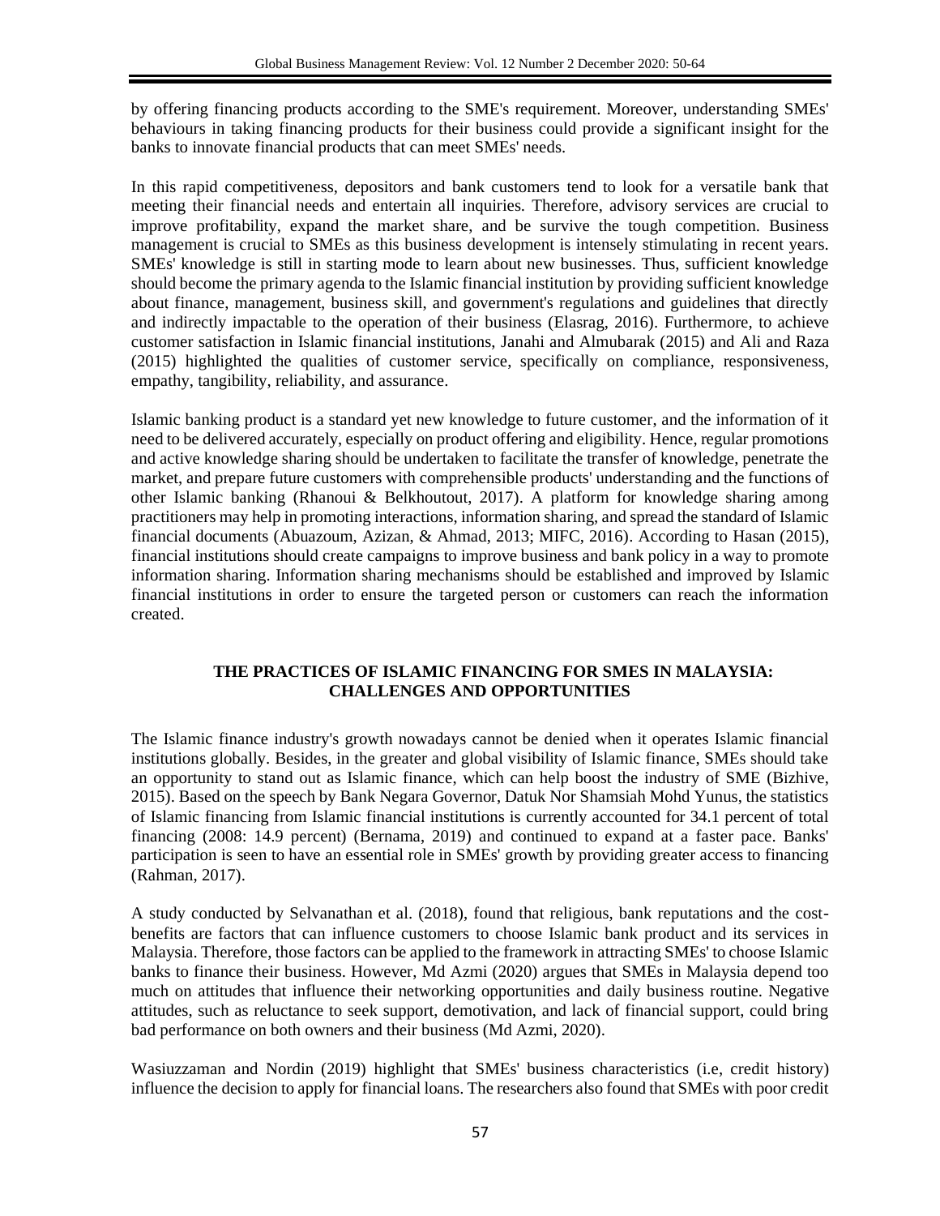by offering financing products according to the SME's requirement. Moreover, understanding SMEs' behaviours in taking financing products for their business could provide a significant insight for the banks to innovate financial products that can meet SMEs' needs.

In this rapid competitiveness, depositors and bank customers tend to look for a versatile bank that meeting their financial needs and entertain all inquiries. Therefore, advisory services are crucial to improve profitability, expand the market share, and be survive the tough competition. Business management is crucial to SMEs as this business development is intensely stimulating in recent years. SMEs' knowledge is still in starting mode to learn about new businesses. Thus, sufficient knowledge should become the primary agenda to the Islamic financial institution by providing sufficient knowledge about finance, management, business skill, and government's regulations and guidelines that directly and indirectly impactable to the operation of their business (Elasrag, 2016). Furthermore, to achieve customer satisfaction in Islamic financial institutions, Janahi and Almubarak (2015) and Ali and Raza (2015) highlighted the qualities of customer service, specifically on compliance, responsiveness, empathy, tangibility, reliability, and assurance.

Islamic banking product is a standard yet new knowledge to future customer, and the information of it need to be delivered accurately, especially on product offering and eligibility. Hence, regular promotions and active knowledge sharing should be undertaken to facilitate the transfer of knowledge, penetrate the market, and prepare future customers with comprehensible products' understanding and the functions of other Islamic banking (Rhanoui & Belkhoutout, 2017). A platform for knowledge sharing among practitioners may help in promoting interactions, information sharing, and spread the standard of Islamic financial documents (Abuazoum, Azizan, & Ahmad, 2013; MIFC, 2016). According to Hasan (2015), financial institutions should create campaigns to improve business and bank policy in a way to promote information sharing. Information sharing mechanisms should be established and improved by Islamic financial institutions in order to ensure the targeted person or customers can reach the information created.

## THE PRACTICES OF ISLAMIC FINANCING FOR SMES IN MALAYSIA: CHALLENGES AND OPPORTUNITIES

The Islamic finance industry's growth nowadays cannot be denied when it operates Islamic financial institutions globally. Besides, in the greater and global visibility of Islamic finance, SMEs should take an opportunity to stand out as Islamic finance, which can help boost the industry of SME (Bizhive, 2015). Based on the speech by Bank Negara Governor, Datuk Nor Shamsiah Mohd Yunus, the statistics of Islamic financing from Islamic financial institutions is currently accounted for 34.1 percent of total financing (2008: 14.9 percent) (Bernama, 2019) and continued to expand at a faster pace. Banks' participation is seen to have an essential role in SMEs' growth by providing greater access to financing (Rahman, 2017).

A study conducted by Selvanathan et al. (2018), found that religious, bank reputations and the cost-benefits are factors that can influence customers to choose Islamic bank product and its services in Malaysia. Therefore, those factors can be applied to the framework in attracting SMEs' to choose Islamic banks to finance their business. However, Md Azmi (2020) argues that SMEs in Malaysia depend too much on attitudes that influence their networking opportunities and daily business routine. Negative attitudes, such as reluctance to seek support, demotivation, and lack of financial support, could bring bad performance on both owners and their business (Md Azmi, 2020).

Wasiuzzaman and Nordin (2019) highlight that SMEs' business characteristics (i.e, credit history) influence the decision to apply for financial loans. The researchers also found that SMEs with poor credit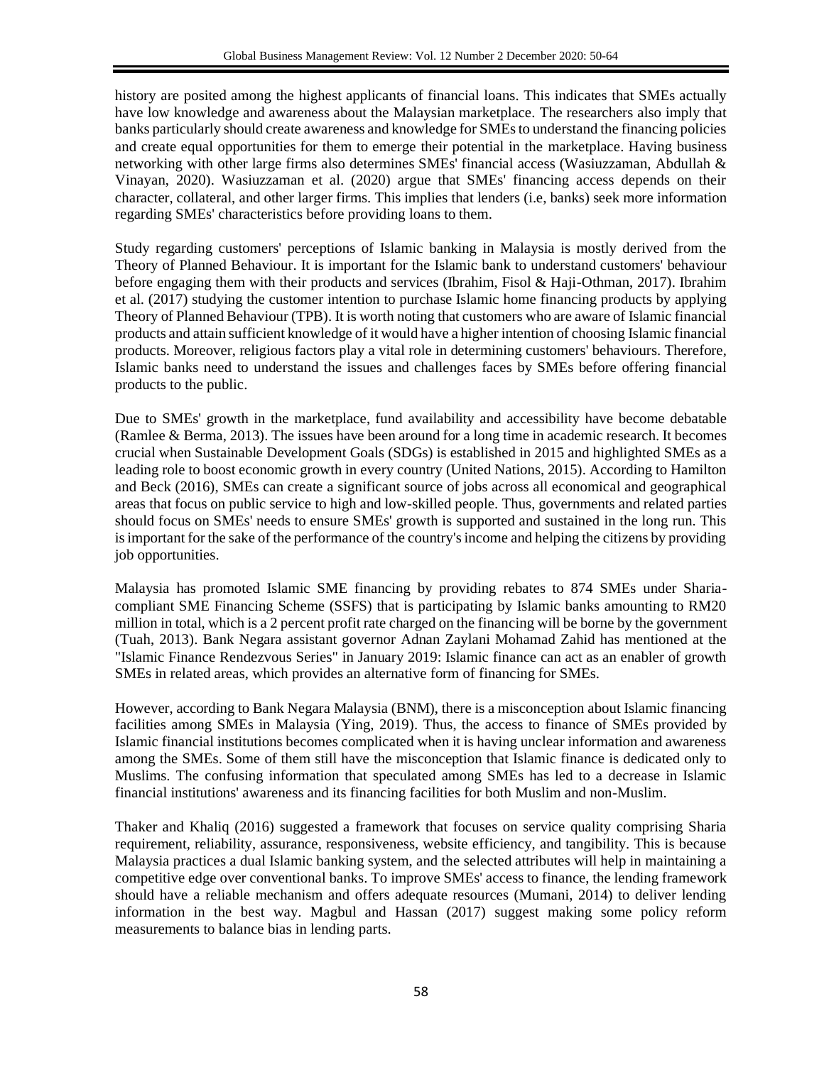history are posited among the highest applicants of financial loans. This indicates that SMEs actually have low knowledge and awareness about the Malaysian marketplace. The researchers also imply that banks particularly should create awareness and knowledge for SMEs to understand the financing policies and create equal opportunities for them to emerge their potential in the marketplace. Having business networking with other large firms also determines SMEs' financial access (Wasiuzzaman, Abdullah & Vinayan, 2020). Wasiuzzaman et al. (2020) argue that SMEs' financing access depends on their character, collateral, and other larger firms. This implies that lenders (i.e, banks) seek more information regarding SMEs' characteristics before providing loans to them.

Study regarding customers' perceptions of Islamic banking in Malaysia is mostly derived from the Theory of Planned Behaviour. It is important for the Islamic bank to understand customers' behaviour before engaging them with their products and services (Ibrahim, Fisol & Haji-Othman, 2017). Ibrahim et al. (2017) studying the customer intention to purchase Islamic home financing products by applying Theory of Planned Behaviour (TPB). It is worth noting that customers who are aware of Islamic financial products and attain sufficient knowledge of it would have a higher intention of choosing Islamic financial products. Moreover, religious factors play a vital role in determining customers' behaviours. Therefore, Islamic banks need to understand the issues and challenges faces by SMEs before offering financial products to the public.

Due to SMEs' growth in the marketplace, fund availability and accessibility have become debatable (Ramlee & Berma, 2013). The issues have been around for a long time in academic research. It becomes crucial when Sustainable Development Goals (SDGs) is established in 2015 and highlighted SMEs as a leading role to boost economic growth in every country (United Nations, 2015). According to Hamilton and Beck (2016), SMEs can create a significant source of jobs across all economical and geographical areas that focus on public service to high and low-skilled people. Thus, governments and related parties should focus on SMEs' needs to ensure SMEs' growth is supported and sustained in the long run. This is important for the sake of the performance of the country's income and helping the citizens by providing job opportunities.

Malaysia has promoted Islamic SME financing by providing rebates to 874 SMEs under Sharia-compliant SME Financing Scheme (SSFS) that is participating by Islamic banks amounting to RM20 million in total, which is a 2 percent profit rate charged on the financing will be borne by the government (Tuah, 2013). Bank Negara assistant governor Adnan Zaylani Mohamad Zahid has mentioned at the "Islamic Finance Rendezvous Series" in January 2019: Islamic finance can act as an enabler of growth SMEs in related areas, which provides an alternative form of financing for SMEs.

However, according to Bank Negara Malaysia (BNM), there is a misconception about Islamic financing facilities among SMEs in Malaysia (Ying, 2019). Thus, the access to finance of SMEs provided by Islamic financial institutions becomes complicated when it is having unclear information and awareness among the SMEs. Some of them still have the misconception that Islamic finance is dedicated only to Muslims. The confusing information that speculated among SMEs has led to a decrease in Islamic financial institutions' awareness and its financing facilities for both Muslim and non-Muslim.

Thaker and Khaliq (2016) suggested a framework that focuses on service quality comprising Sharia requirement, reliability, assurance, responsiveness, website efficiency, and tangibility. This is because Malaysia practices a dual Islamic banking system, and the selected attributes will help in maintaining a competitive edge over conventional banks. To improve SMEs' access to finance, the lending framework should have a reliable mechanism and offers adequate resources (Mumani, 2014) to deliver lending information in the best way. Magbul and Hassan (2017) suggest making some policy reform measurements to balance bias in lending parts.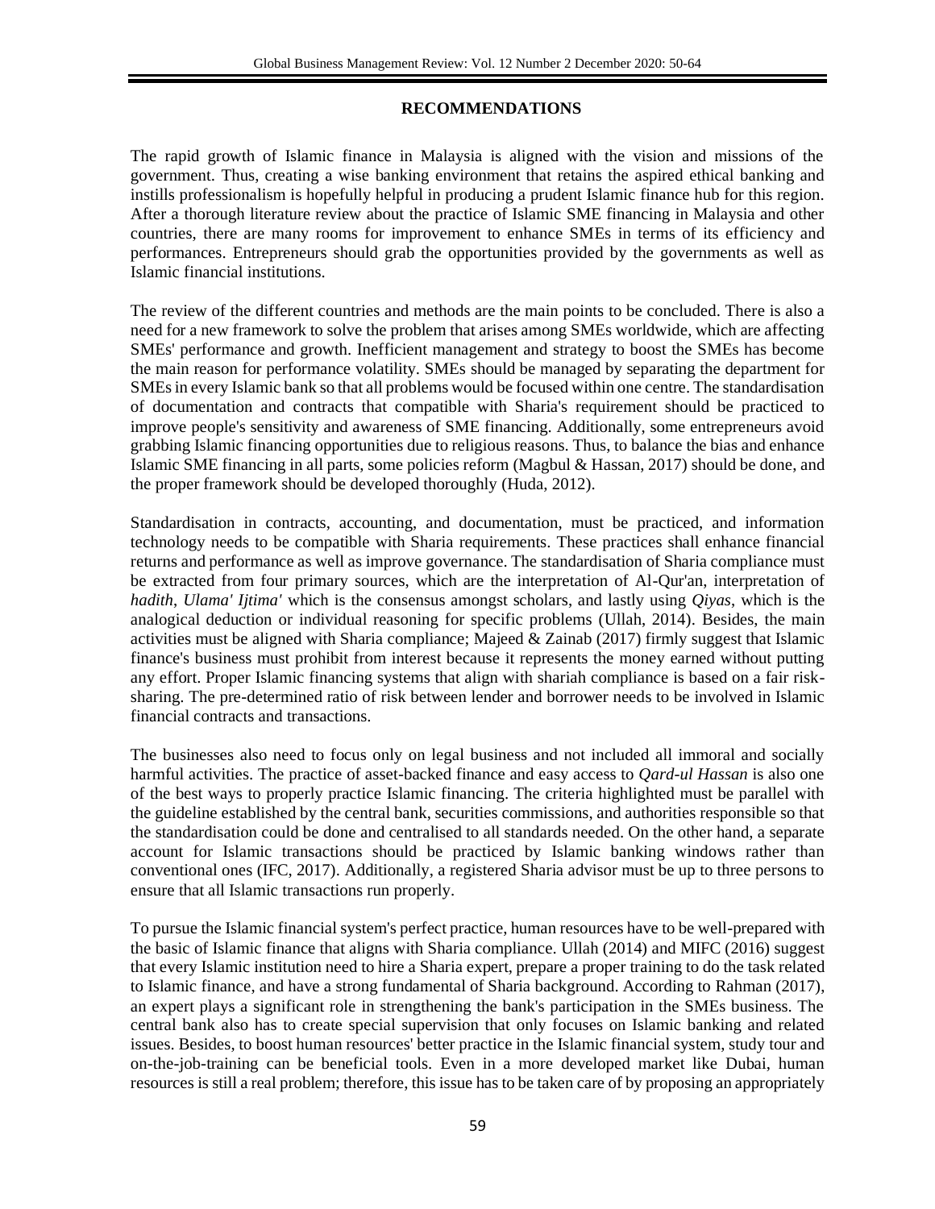## RECOMMENDATIONS

The rapid growth of Islamic finance in Malaysia is aligned with the vision and missions of the government. Thus, creating a wise banking environment that retains the aspired ethical banking and instills professionalism is hopefully helpful in producing a prudent Islamic finance hub for this region. After a thorough literature review about the practice of Islamic SME financing in Malaysia and other countries, there are many rooms for improvement to enhance SMEs in terms of its efficiency and performances. Entrepreneurs should grab the opportunities provided by the governments as well as Islamic financial institutions.

The review of the different countries and methods are the main points to be concluded. There is also a need for a new framework to solve the problem that arises among SMEs worldwide, which are affecting SMEs' performance and growth. Inefficient management and strategy to boost the SMEs has become the main reason for performance volatility. SMEs should be managed by separating the department for SMEs in every Islamic bank so that all problems would be focused within one centre. The standardisation of documentation and contracts that compatible with Sharia's requirement should be practiced to improve people's sensitivity and awareness of SME financing. Additionally, some entrepreneurs avoid grabbing Islamic financing opportunities due to religious reasons. Thus, to balance the bias and enhance Islamic SME financing in all parts, some policies reform (Magbul & Hassan, 2017) should be done, and the proper framework should be developed thoroughly (Huda, 2012).

Standardisation in contracts, accounting, and documentation, must be practiced, and information technology needs to be compatible with Sharia requirements. These practices shall enhance financial returns and performance as well as improve governance. The standardisation of Sharia compliance must be extracted from four primary sources, which are the interpretation of Al-Qur'an, interpretation of *hadith*, *Ulama' Ijtima'* which is the consensus amongst scholars, and lastly using *Qiyas*, which is the analogical deduction or individual reasoning for specific problems (Ullah, 2014). Besides, the main activities must be aligned with Sharia compliance; Majeed & Zainab (2017) firmly suggest that Islamic finance's business must prohibit from interest because it represents the money earned without putting any effort. Proper Islamic financing systems that align with shariah compliance is based on a fair risk-sharing. The pre-determined ratio of risk between lender and borrower needs to be involved in Islamic financial contracts and transactions.

The businesses also need to focus only on legal business and not included all immoral and socially harmful activities. The practice of asset-backed finance and easy access to *Qard-ul Hassan* is also one of the best ways to properly practice Islamic financing. The criteria highlighted must be parallel with the guideline established by the central bank, securities commissions, and authorities responsible so that the standardisation could be done and centralised to all standards needed. On the other hand, a separate account for Islamic transactions should be practiced by Islamic banking windows rather than conventional ones (IFC, 2017). Additionally, a registered Sharia advisor must be up to three persons to ensure that all Islamic transactions run properly.

To pursue the Islamic financial system's perfect practice, human resources have to be well-prepared with the basic of Islamic finance that aligns with Sharia compliance. Ullah (2014) and MIFC (2016) suggest that every Islamic institution need to hire a Sharia expert, prepare a proper training to do the task related to Islamic finance, and have a strong fundamental of Sharia background. According to Rahman (2017), an expert plays a significant role in strengthening the bank's participation in the SMEs business. The central bank also has to create special supervision that only focuses on Islamic banking and related issues. Besides, to boost human resources' better practice in the Islamic financial system, study tour and on-the-job-training can be beneficial tools. Even in a more developed market like Dubai, human resources is still a real problem; therefore, this issue has to be taken care of by proposing an appropriately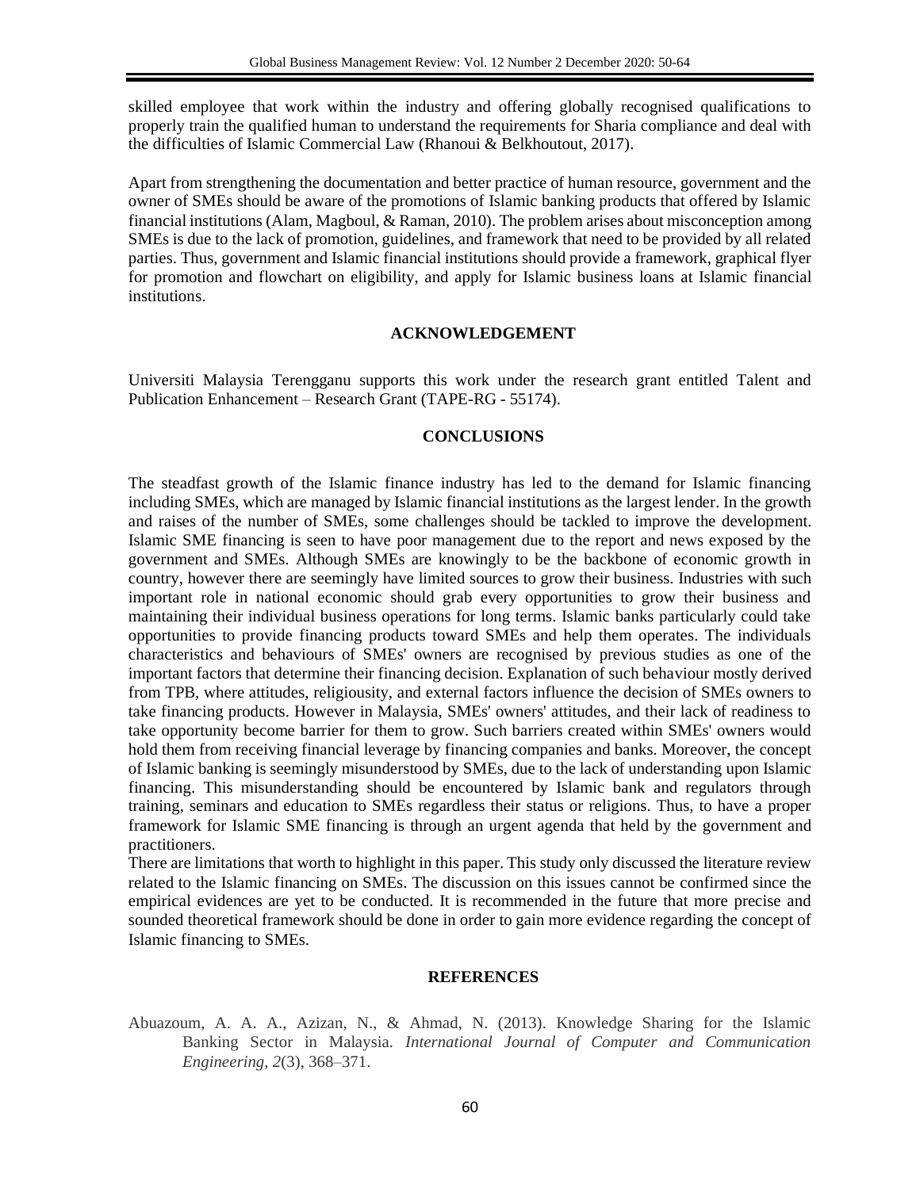skilled employee that work within the industry and offering globally recognised qualifications to properly train the qualified human to understand the requirements for Sharia compliance and deal with the difficulties of Islamic Commercial Law (Rhanoui & Belkhoutout, 2017).

Apart from strengthening the documentation and better practice of human resource, government and the owner of SMEs should be aware of the promotions of Islamic banking products that offered by Islamic financial institutions (Alam, Magboul, & Raman, 2010). The problem arises about misconception among SMEs is due to the lack of promotion, guidelines, and framework that need to be provided by all related parties. Thus, government and Islamic financial institutions should provide a framework, graphical flyer for promotion and flowchart on eligibility, and apply for Islamic business loans at Islamic financial institutions.

## ACKNOWLEDGEMENT

Universiti Malaysia Terengganu supports this work under the research grant entitled Talent and Publication Enhancement – Research Grant (TAPE-RG - 55174).

## CONCLUSIONS

The steadfast growth of the Islamic finance industry has led to the demand for Islamic financing including SMEs, which are managed by Islamic financial institutions as the largest lender. In the growth and raises of the number of SMEs, some challenges should be tackled to improve the development. Islamic SME financing is seen to have poor management due to the report and news exposed by the government and SMEs. Although SMEs are knowingly to be the backbone of economic growth in country, however there are seemingly have limited sources to grow their business. Industries with such important role in national economic should grab every opportunities to grow their business and maintaining their individual business operations for long terms. Islamic banks particularly could take opportunities to provide financing products toward SMEs and help them operates. The individuals characteristics and behaviours of SMEs' owners are recognised by previous studies as one of the important factors that determine their financing decision. Explanation of such behaviour mostly derived from TPB, where attitudes, religiousity, and external factors influence the decision of SMEs owners to take financing products. However in Malaysia, SMEs' owners' attitudes, and their lack of readiness to take opportunity become barrier for them to grow. Such barriers created within SMEs' owners would hold them from receiving financial leverage by financing companies and banks. Moreover, the concept of Islamic banking is seemingly misunderstood by SMEs, due to the lack of understanding upon Islamic financing. This misunderstanding should be encountered by Islamic bank and regulators through training, seminars and education to SMEs regardless their status or religions. Thus, to have a proper framework for Islamic SME financing is through an urgent agenda that held by the government and practitioners.

There are limitations that worth to highlight in this paper. This study only discussed the literature review related to the Islamic financing on SMEs. The discussion on this issues cannot be confirmed since the empirical evidences are yet to be conducted. It is recommended in the future that more precise and sounded theoretical framework should be done in order to gain more evidence regarding the concept of Islamic financing to SMEs.

## REFERENCES

Abuazoum, A. A. A., Azizan, N., & Ahmad, N. (2013). Knowledge Sharing for the Islamic Banking Sector in Malaysia. *International Journal of Computer and Communication Engineering*, *2*(3), 368–371.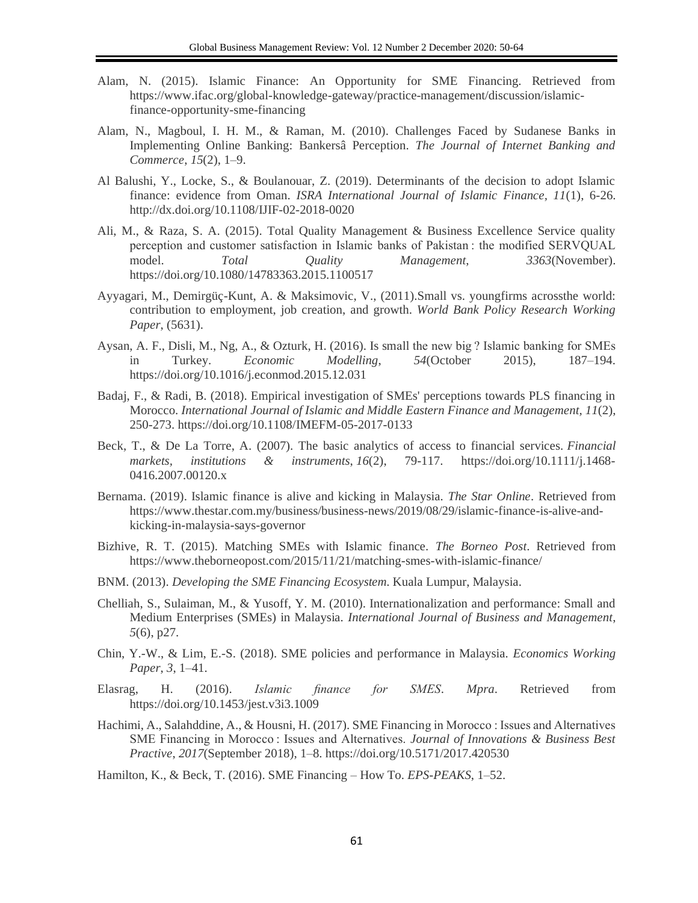Alam, N. (2015). Islamic Finance: An Opportunity for SME Financing. Retrieved from https://www.ifac.org/global-knowledge-gateway/practice-management/discussion/islamic-finance-opportunity-sme-financing

Alam, N., Magboul, I. H. M., & Raman, M. (2010). Challenges Faced by Sudanese Banks in Implementing Online Banking: Bankersâ Perception. *The Journal of Internet Banking and Commerce*, *15*(2), 1–9.

Al Balushi, Y., Locke, S., & Boulanouar, Z. (2019). Determinants of the decision to adopt Islamic finance: evidence from Oman. *ISRA International Journal of Islamic Finance*, *11*(1), 6-26. http://dx.doi.org/10.1108/IJIF-02-2018-0020

Ali, M., & Raza, S. A. (2015). Total Quality Management & Business Excellence Service quality perception and customer satisfaction in Islamic banks of Pakistan : the modified SERVQUAL model. *Total Quality Management*, *3363*(November). https://doi.org/10.1080/14783363.2015.1100517

Ayyagari, M., Demirgüç-Kunt, A. & Maksimovic, V., (2011).Small vs. youngfirms acrossthe world: contribution to employment, job creation, and growth. *World Bank Policy Research Working Paper*, (5631).

Aysan, A. F., Disli, M., Ng, A., & Ozturk, H. (2016). Is small the new big ? Islamic banking for SMEs in Turkey. *Economic Modelling*, *54*(October 2015), 187–194. https://doi.org/10.1016/j.econmod.2015.12.031

Badaj, F., & Radi, B. (2018). Empirical investigation of SMEs' perceptions towards PLS financing in Morocco. *International Journal of Islamic and Middle Eastern Finance and Management*, *11*(2), 250-273. https://doi.org/10.1108/IMEFM-05-2017-0133

Beck, T., & De La Torre, A. (2007). The basic analytics of access to financial services. *Financial markets, institutions & instruments*, *16*(2), 79-117. https://doi.org/10.1111/j.1468-0416.2007.00120.x

Bernama. (2019). Islamic finance is alive and kicking in Malaysia. *The Star Online*. Retrieved from https://www.thestar.com.my/business/business-news/2019/08/29/islamic-finance-is-alive-and-kicking-in-malaysia-says-governor

Bizhive, R. T. (2015). Matching SMEs with Islamic finance. *The Borneo Post*. Retrieved from https://www.theborneopost.com/2015/11/21/matching-smes-with-islamic-finance/

BNM. (2013). *Developing the SME Financing Ecosystem*. Kuala Lumpur, Malaysia.

Chelliah, S., Sulaiman, M., & Yusoff, Y. M. (2010). Internationalization and performance: Small and Medium Enterprises (SMEs) in Malaysia. *International Journal of Business and Management*, *5*(6), p27.

Chin, Y.-W., & Lim, E.-S. (2018). SME policies and performance in Malaysia. *Economics Working Paper*, *3*, 1–41.

Elasrag, H. (2016). *Islamic finance for SMES*. *Mpra*. Retrieved from https://doi.org/10.1453/jest.v3i3.1009

Hachimi, A., Salahddine, A., & Housni, H. (2017). SME Financing in Morocco : Issues and Alternatives SME Financing in Morocco : Issues and Alternatives. *Journal of Innovations & Business Best Practive*, *2017*(September 2018), 1–8. https://doi.org/10.5171/2017.420530

Hamilton, K., & Beck, T. (2016). SME Financing – How To. *EPS-PEAKS*, 1–52.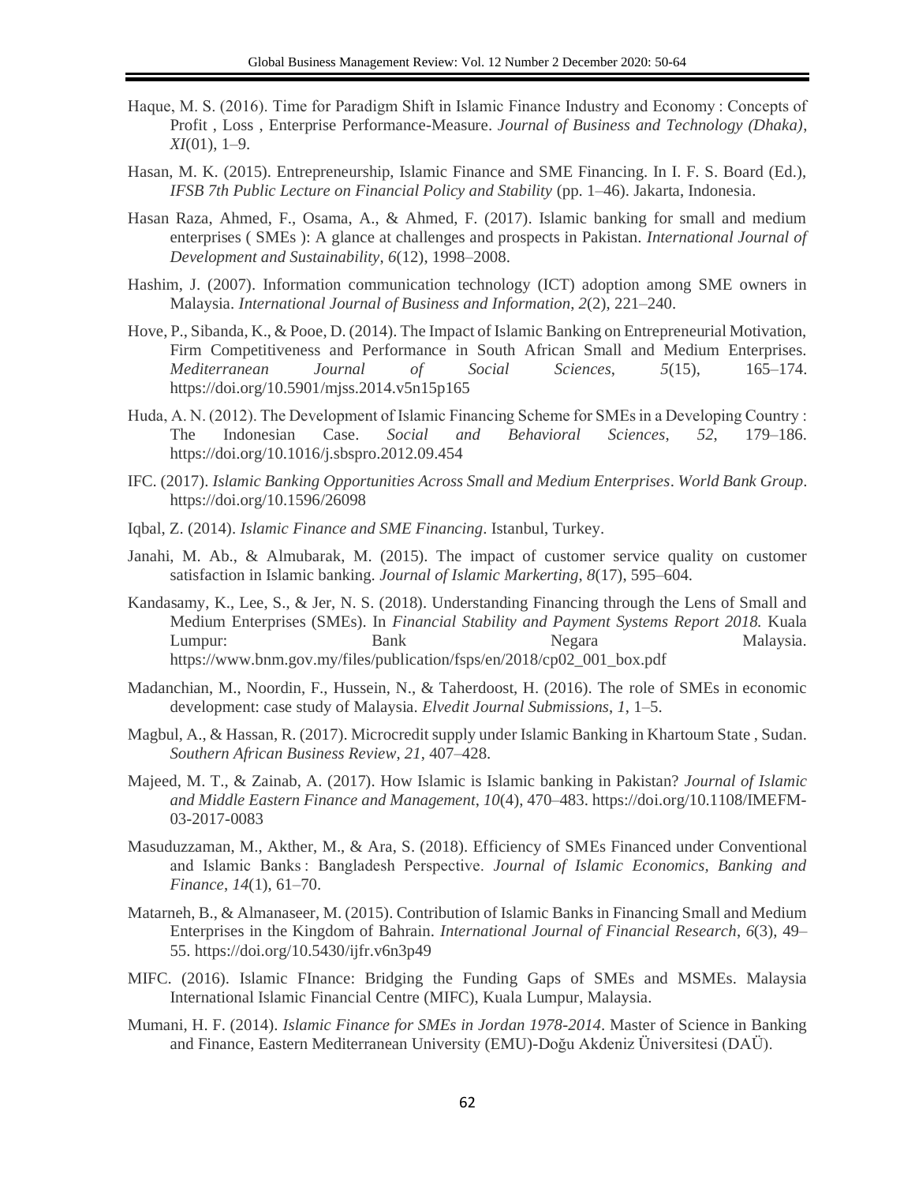Haque, M. S. (2016). Time for Paradigm Shift in Islamic Finance Industry and Economy : Concepts of Profit , Loss , Enterprise Performance-Measure. *Journal of Business and Technology (Dhaka)*, *XI*(01), 1–9.

Hasan, M. K. (2015). Entrepreneurship, Islamic Finance and SME Financing. In I. F. S. Board (Ed.), *IFSB 7th Public Lecture on Financial Policy and Stability* (pp. 1–46). Jakarta, Indonesia.

Hasan Raza, Ahmed, F., Osama, A., & Ahmed, F. (2017). Islamic banking for small and medium enterprises ( SMEs ): A glance at challenges and prospects in Pakistan. *International Journal of Development and Sustainability*, *6*(12), 1998–2008.

Hashim, J. (2007). Information communication technology (ICT) adoption among SME owners in Malaysia. *International Journal of Business and Information*, *2*(2), 221–240.

Hove, P., Sibanda, K., & Pooe, D. (2014). The Impact of Islamic Banking on Entrepreneurial Motivation, Firm Competitiveness and Performance in South African Small and Medium Enterprises. *Mediterranean Journal of Social Sciences*, *5*(15), 165–174. https://doi.org/10.5901/mjss.2014.v5n15p165

Huda, A. N. (2012). The Development of Islamic Financing Scheme for SMEs in a Developing Country : The Indonesian Case. *Social and Behavioral Sciences*, *52*, 179–186. https://doi.org/10.1016/j.sbspro.2012.09.454

IFC. (2017). *Islamic Banking Opportunities Across Small and Medium Enterprises*. *World Bank Group*. https://doi.org/10.1596/26098

Iqbal, Z. (2014). *Islamic Finance and SME Financing*. Istanbul, Turkey.

Janahi, M. Ab., & Almubarak, M. (2015). The impact of customer service quality on customer satisfaction in Islamic banking. *Journal of Islamic Markerting*, *8*(17), 595–604.

Kandasamy, K., Lee, S., & Jer, N. S. (2018). Understanding Financing through the Lens of Small and Medium Enterprises (SMEs). In *Financial Stability and Payment Systems Report 2018.* Kuala Lumpur: Bank Negara Malaysia. https://www.bnm.gov.my/files/publication/fsps/en/2018/cp02_001_box.pdf

Madanchian, M., Noordin, F., Hussein, N., & Taherdoost, H. (2016). The role of SMEs in economic development: case study of Malaysia. *Elvedit Journal Submissions*, *1*, 1–5.

Magbul, A., & Hassan, R. (2017). Microcredit supply under Islamic Banking in Khartoum State , Sudan. *Southern African Business Review*, *21*, 407–428.

Majeed, M. T., & Zainab, A. (2017). How Islamic is Islamic banking in Pakistan? *Journal of Islamic and Middle Eastern Finance and Management*, *10*(4), 470–483. https://doi.org/10.1108/IMEFM-03-2017-0083

Masuduzzaman, M., Akther, M., & Ara, S. (2018). Efficiency of SMEs Financed under Conventional and Islamic Banks : Bangladesh Perspective. *Journal of Islamic Economics, Banking and Finance*, *14*(1), 61–70.

Matarneh, B., & Almanaseer, M. (2015). Contribution of Islamic Banks in Financing Small and Medium Enterprises in the Kingdom of Bahrain. *International Journal of Financial Research*, *6*(3), 49–55. https://doi.org/10.5430/ijfr.v6n3p49

MIFC. (2016). Islamic FInance: Bridging the Funding Gaps of SMEs and MSMEs. Malaysia International Islamic Financial Centre (MIFC), Kuala Lumpur, Malaysia.

Mumani, H. F. (2014). *Islamic Finance for SMEs in Jordan 1978-2014*. Master of Science in Banking and Finance, Eastern Mediterranean University (EMU)-Doğu Akdeniz Üniversitesi (DAÜ).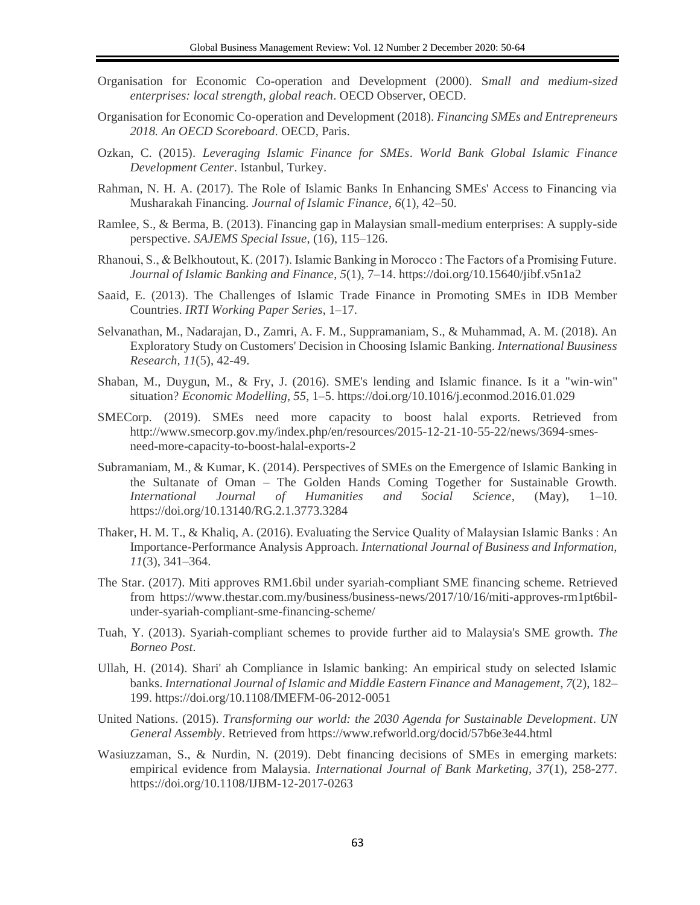Organisation for Economic Co-operation and Development (2000). S*mall and medium-sized enterprises: local strength, global reach*. OECD Observer, OECD.

Organisation for Economic Co-operation and Development (2018). *Financing SMEs and Entrepreneurs 2018. An OECD Scoreboard*. OECD, Paris.

Ozkan, C. (2015). *Leveraging Islamic Finance for SMEs*. *World Bank Global Islamic Finance Development Center*. Istanbul, Turkey.

Rahman, N. H. A. (2017). The Role of Islamic Banks In Enhancing SMEs' Access to Financing via Musharakah Financing. *Journal of Islamic Finance*, *6*(1), 42–50.

Ramlee, S., & Berma, B. (2013). Financing gap in Malaysian small-medium enterprises: A supply-side perspective. *SAJEMS Special Issue*, (16), 115–126.

Rhanoui, S., & Belkhoutout, K. (2017). Islamic Banking in Morocco : The Factors of a Promising Future. *Journal of Islamic Banking and Finance*, *5*(1), 7–14. https://doi.org/10.15640/jibf.v5n1a2

Saaid, E. (2013). The Challenges of Islamic Trade Finance in Promoting SMEs in IDB Member Countries. *IRTI Working Paper Series*, 1–17.

Selvanathan, M., Nadarajan, D., Zamri, A. F. M., Suppramaniam, S., & Muhammad, A. M. (2018). An Exploratory Study on Customers' Decision in Choosing Islamic Banking. *International Buusiness Research*, *11*(5), 42-49.

Shaban, M., Duygun, M., & Fry, J. (2016). SME's lending and Islamic finance. Is it a "win-win" situation? *Economic Modelling*, *55*, 1–5. https://doi.org/10.1016/j.econmod.2016.01.029

SMECorp. (2019). SMEs need more capacity to boost halal exports. Retrieved from http://www.smecorp.gov.my/index.php/en/resources/2015-12-21-10-55-22/news/3694-smes-need-more-capacity-to-boost-halal-exports-2

Subramaniam, M., & Kumar, K. (2014). Perspectives of SMEs on the Emergence of Islamic Banking in the Sultanate of Oman – The Golden Hands Coming Together for Sustainable Growth. *International Journal of Humanities and Social Science*, (May), 1–10. https://doi.org/10.13140/RG.2.1.3773.3284

Thaker, H. M. T., & Khaliq, A. (2016). Evaluating the Service Quality of Malaysian Islamic Banks : An Importance-Performance Analysis Approach. *International Journal of Business and Information*, *11*(3), 341–364.

The Star. (2017). Miti approves RM1.6bil under syariah-compliant SME financing scheme. Retrieved from https://www.thestar.com.my/business/business-news/2017/10/16/miti-approves-rm1pt6bil-under-syariah-compliant-sme-financing-scheme/

Tuah, Y. (2013). Syariah-compliant schemes to provide further aid to Malaysia's SME growth. *The Borneo Post*.

Ullah, H. (2014). Shari' ah Compliance in Islamic banking: An empirical study on selected Islamic banks. *International Journal of Islamic and Middle Eastern Finance and Management*, *7*(2), 182–199. https://doi.org/10.1108/IMEFM-06-2012-0051

United Nations. (2015). *Transforming our world: the 2030 Agenda for Sustainable Development*. *UN General Assembly*. Retrieved from https://www.refworld.org/docid/57b6e3e44.html

Wasiuzzaman, S., & Nurdin, N. (2019). Debt financing decisions of SMEs in emerging markets: empirical evidence from Malaysia. *International Journal of Bank Marketing*, *37*(1), 258-277. https://doi.org/10.1108/IJBM-12-2017-0263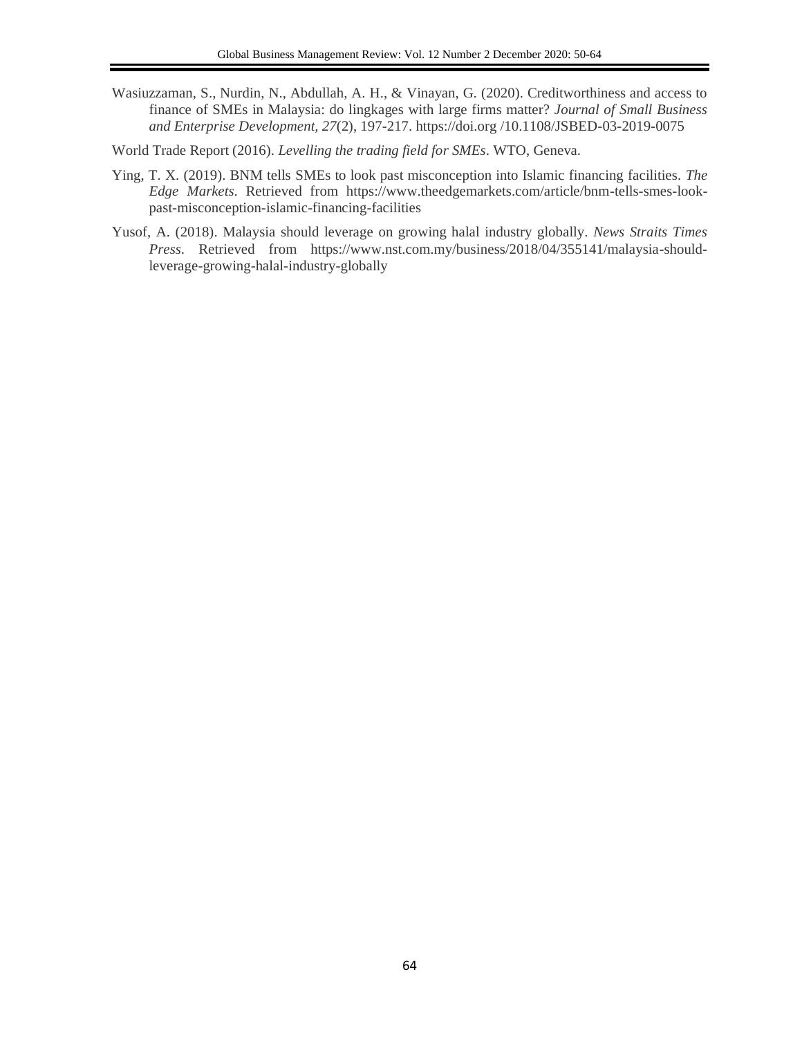Wasiuzzaman, S., Nurdin, N., Abdullah, A. H., & Vinayan, G. (2020). Creditworthiness and access to finance of SMEs in Malaysia: do lingkages with large firms matter? *Journal of Small Business and Enterprise Development, 27*(2), 197-217. https://doi.org /10.1108/JSBED-03-2019-0075

World Trade Report (2016). *Levelling the trading field for SMEs*. WTO, Geneva.

Ying, T. X. (2019). BNM tells SMEs to look past misconception into Islamic financing facilities. *The Edge Markets*. Retrieved from https://www.theedgemarkets.com/article/bnm-tells-smes-look-past-misconception-islamic-financing-facilities

Yusof, A. (2018). Malaysia should leverage on growing halal industry globally. *News Straits Times Press*. Retrieved from https://www.nst.com.my/business/2018/04/355141/malaysia-should-leverage-growing-halal-industry-globally